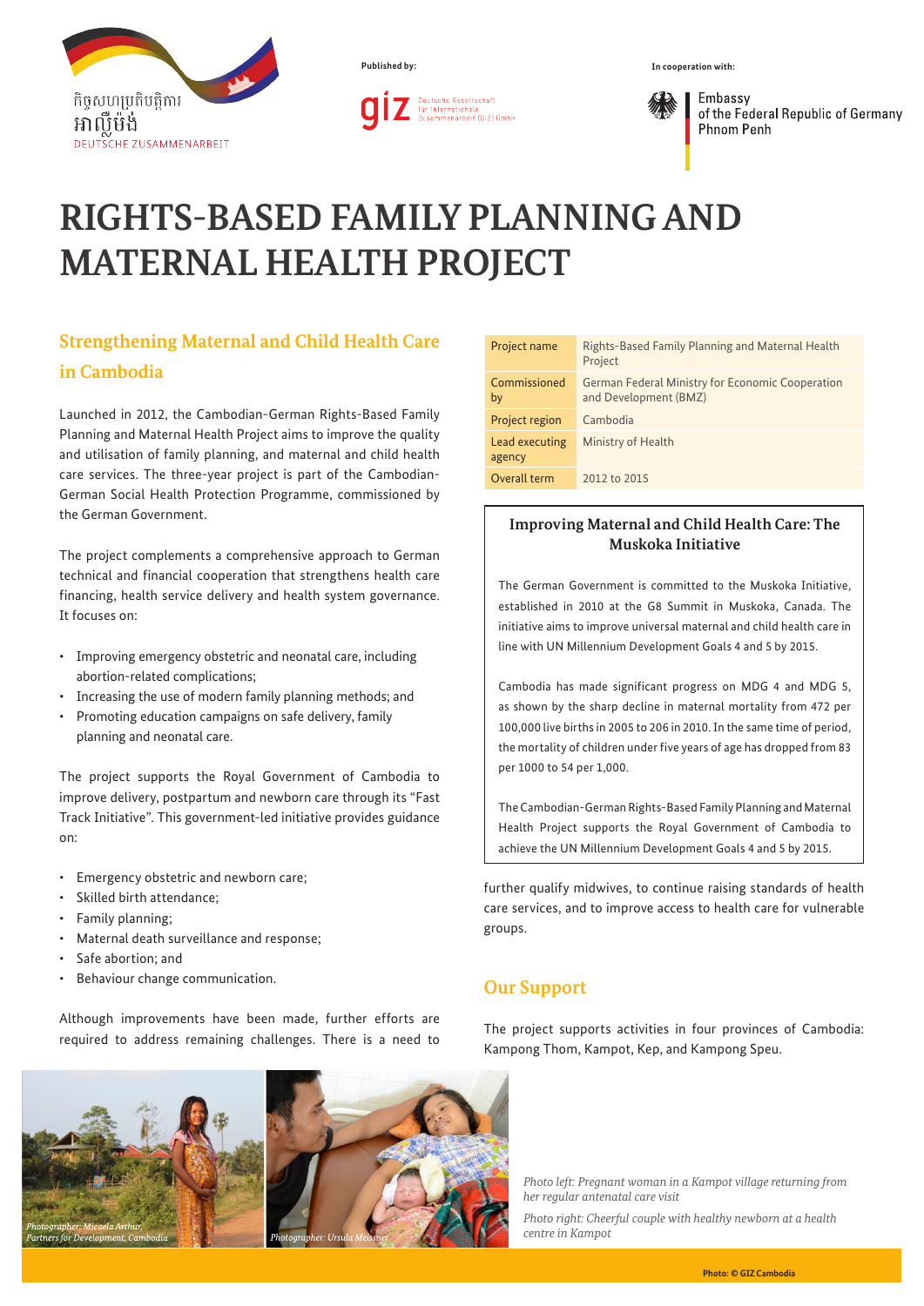Published by:

In cooperation with:

Embassy of the Federal Republic of Germany Phnom Penh

# RIGHTS-BASED FAMILY PLANNING AND MATERNAL HEALTH PROJECT

## Strengthening Maternal and Child Health Care in Cambodia

Launched in 2012, the Cambodian-German Rights-Based Family Planning and Maternal Health Project aims to improve the quality and utilisation of family planning, and maternal and child health care services. The three-year project is part of the Cambodian-German Social Health Protection Programme, commissioned by the German Government.

The project complements a comprehensive approach to German technical and financial cooperation that strengthens health care financing, health service delivery and health system governance. It focuses on:

- Improving emergency obstetric and neonatal care, including abortion-related complications;
- Increasing the use of modern family planning methods; and
- Promoting education campaigns on safe delivery, family planning and neonatal care.

The project supports the Royal Government of Cambodia to improve delivery, postpartum and newborn care through its “Fast Track Initiative”. This government-led initiative provides guidance on:

- Emergency obstetric and newborn care;
- Skilled birth attendance;
- Family planning;
- Maternal death surveillance and response;
- Safe abortion; and
- Behaviour change communication.

Although improvements have been made, further efforts are required to address remaining challenges. There is a need to further qualify midwives, to continue raising standards of health care services, and to improve access to health care for vulnerable groups.

| | |
|---|---|
| Project name | Rights-Based Family Planning and Maternal Health Project |
| Commissioned by | German Federal Ministry for Economic Cooperation and Development (BMZ) |
| Project region | Cambodia |
| Lead executing agency | Ministry of Health |
| Overall term | 2012 to 2015 |

### Improving Maternal and Child Health Care: The Muskoka Initiative

The German Government is committed to the Muskoka Initiative, established in 2010 at the G8 Summit in Muskoka, Canada. The initiative aims to improve universal maternal and child health care in line with UN Millennium Development Goals 4 and 5 by 2015.

Cambodia has made significant progress on MDG 4 and MDG 5, as shown by the sharp decline in maternal mortality from 472 per 100,000 live births in 2005 to 206 in 2010. In the same time of period, the mortality of children under five years of age has dropped from 83 per 1000 to 54 per 1,000.

The Cambodian-German Rights-Based Family Planning and Maternal Health Project supports the Royal Government of Cambodia to achieve the UN Millennium Development Goals 4 and 5 by 2015.

## Our Support

The project supports activities in four provinces of Cambodia: Kampong Thom, Kampot, Kep, and Kampong Speu.

Photographer: Micaela Arthur, Partners for Development, Cambodia

Photographer: Ursula Meissner

*Photo left: Pregnant woman in a Kampot village returning from her regular antenatal care visit*

*Photo right: Cheerful couple with healthy newborn at a health centre in Kampot*

**Photo: © GIZ Cambodia**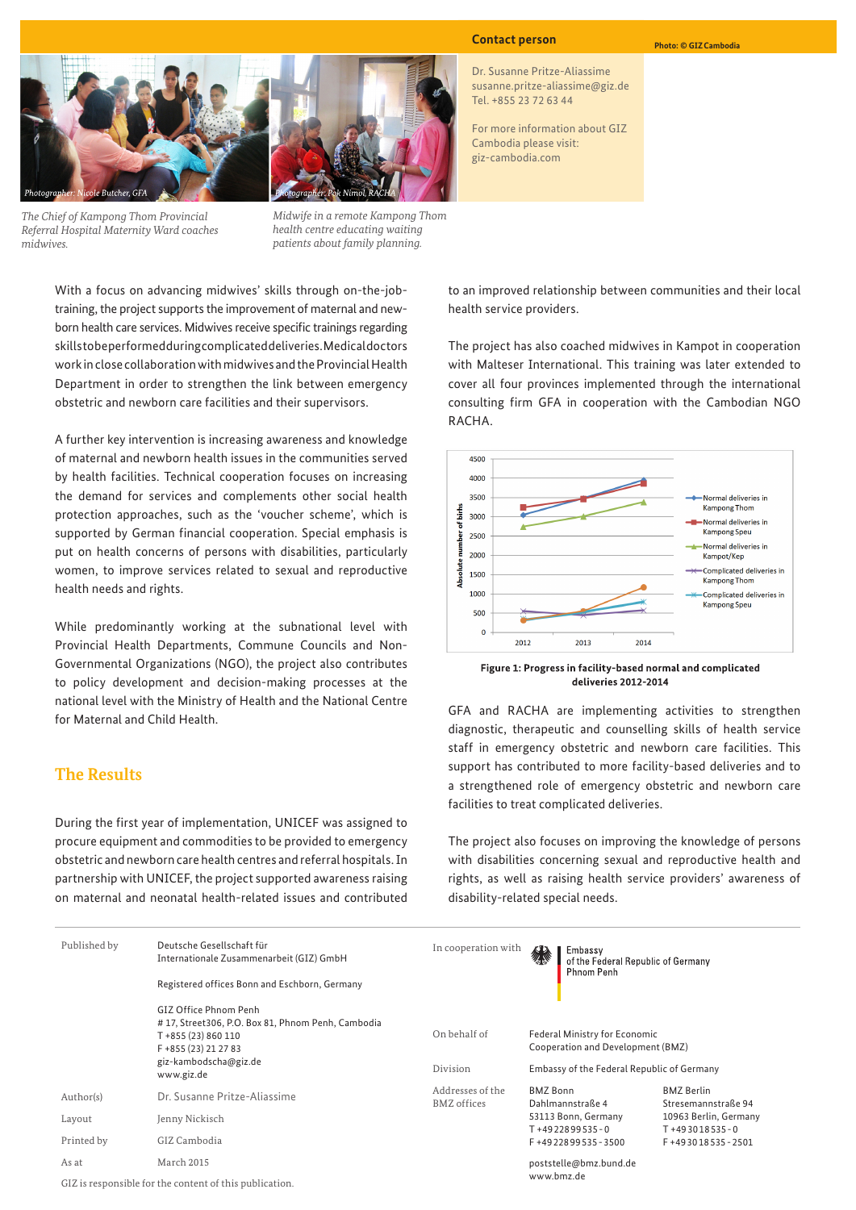Photographer: Nicole Butcher, GFA

*The Chief of Kampong Thom Provincial Referral Hospital Maternity Ward coaches midwives.*

Photographer: Pok Nimol, RACHA

*Midwife in a remote Kampong Thom health centre educating waiting patients about family planning.*

**Contact person**

Photo: © GIZ Cambodia

Dr. Susanne Pritze-Aliassime
susanne.pritze-aliassime@giz.de
Tel. +855 23 72 63 44

For more information about GIZ Cambodia please visit:
giz-cambodia.com

With a focus on advancing midwives' skills through on-the-job-training, the project supports the improvement of maternal and new-born health care services. Midwives receive specific trainings regarding skills to be performed during complicated deliveries. Medical doctors work in close collaboration with midwives and the Provincial Health Department in order to strengthen the link between emergency obstetric and newborn care facilities and their supervisors.

A further key intervention is increasing awareness and knowledge of maternal and newborn health issues in the communities served by health facilities. Technical cooperation focuses on increasing the demand for services and complements other social health protection approaches, such as the 'voucher scheme', which is supported by German financial cooperation. Special emphasis is put on health concerns of persons with disabilities, particularly women, to improve services related to sexual and reproductive health needs and rights.

While predominantly working at the subnational level with Provincial Health Departments, Commune Councils and Non-Governmental Organizations (NGO), the project also contributes to policy development and decision-making processes at the national level with the Ministry of Health and the National Centre for Maternal and Child Health.

## The Results

During the first year of implementation, UNICEF was assigned to procure equipment and commodities to be provided to emergency obstetric and newborn care health centres and referral hospitals. In partnership with UNICEF, the project supported awareness raising on maternal and neonatal health-related issues and contributed to an improved relationship between communities and their local health service providers.

The project has also coached midwives in Kampot in cooperation with Malteser International. This training was later extended to cover all four provinces implemented through the international consulting firm GFA in cooperation with the Cambodian NGO RACHA.

Absolute number of births
4500
4000
3500
3000
2500
2000
1500
1000
500
0
2012
2013
2014
Normal deliveries in Kampong Thom
Normal deliveries in Kampong Speu
Normal deliveries in Kampot/Kep
Complicated deliveries in Kampong Thom
Complicated deliveries in Kampong Speu

**Figure 1: Progress in facility-based normal and complicated deliveries 2012-2014**

GFA and RACHA are implementing activities to strengthen diagnostic, therapeutic and counselling skills of health service staff in emergency obstetric and newborn care facilities. This support has contributed to more facility-based deliveries and to a strengthened role of emergency obstetric and newborn care facilities to treat complicated deliveries.

The project also focuses on improving the knowledge of persons with disabilities concerning sexual and reproductive health and rights, as well as raising health service providers' awareness of disability-related special needs.

| | |
|---|---|
| Published by | Deutsche Gesellschaft für Internationale Zusammenarbeit (GIZ) GmbH<br><br>Registered offices Bonn and Eschborn, Germany<br><br>GIZ Office Phnom Penh<br># 17, Street306, P.O. Box 81, Phnom Penh, Cambodia<br>T +855 (23) 860 110<br>F +855 (23) 21 27 83<br>giz-kambodscha@giz.de<br>www.giz.de |
| Author(s) | Dr. Susanne Pritze-Aliassime |
| Layout | Jenny Nickisch |
| Printed by | GIZ Cambodia |
| As at | March 2015 |

GIZ is responsible for the content of this publication.

| | | |
|---|---|---|
| In cooperation with | Embassy of the Federal Republic of Germany Phnom Penh | |
| On behalf of | Federal Ministry for Economic Cooperation and Development (BMZ) | |
| Division | Embassy of the Federal Republic of Germany | |
| Addresses of the BMZ offices | BMZ Bonn<br>Dahlmannstraße 4<br>53113 Bonn, Germany<br>T +49 228 99 535 - 0<br>F +49 228 99 535 - 3500 | BMZ Berlin<br>Stresemannstraße 94<br>10963 Berlin, Germany<br>T +49 30 18 535 - 0<br>F +49 30 18 535 - 2501 |
| | poststelle@bmz.bund.de<br>www.bmz.de | |